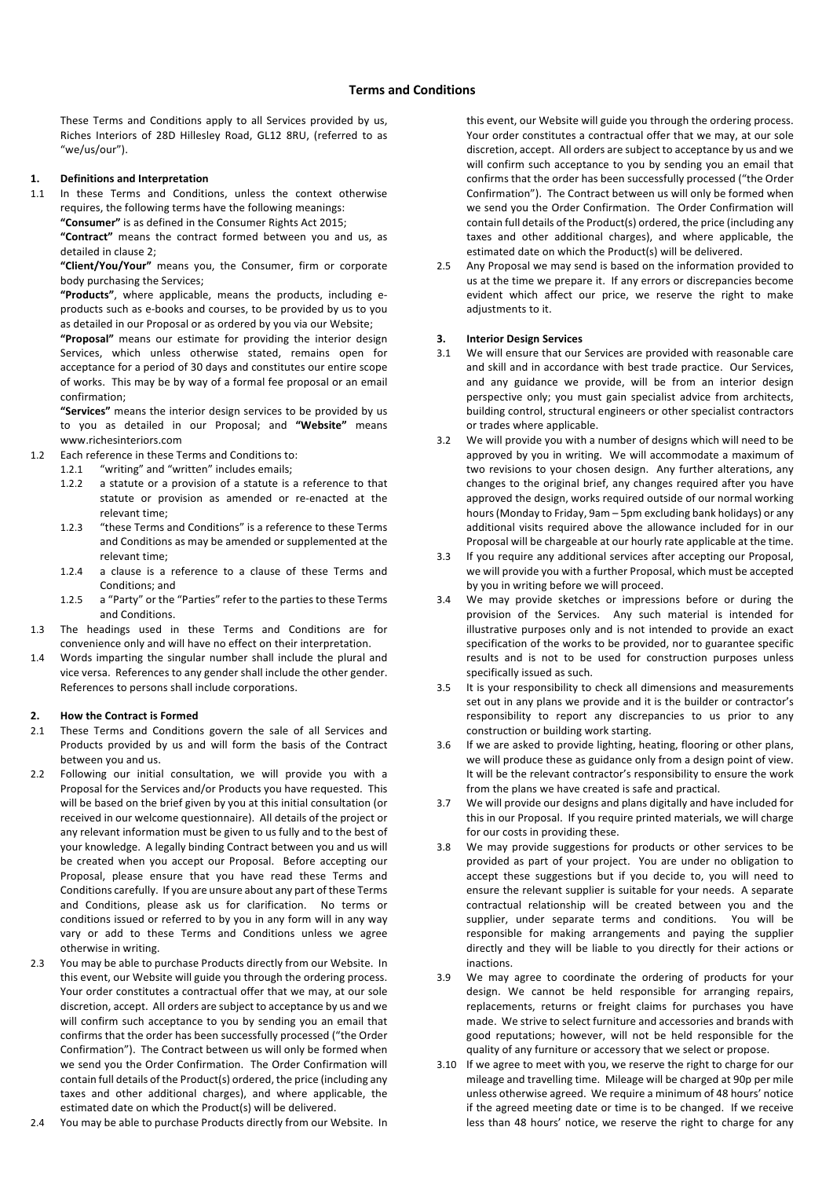# Terms and Conditions

These Terms and Conditions apply to all Services provided by us, Riches Interiors of 28D Hillesley Road, GL12 8RU, (referred to as "we/us/our").

## 1. Definitions and Interpretation

1.1 In these Terms and Conditions, unless the context otherwise requires, the following terms have the following meanings:

**"Consumer"** is as defined in the Consumer Rights Act 2015;

**"Contract"** means the contract formed between you and us, as detailed in clause 2;

**"Client/You/Your"** means you, the Consumer, firm or corporate body purchasing the Services;

**"Products"**, where applicable, means the products, including e-products such as e-books and courses, to be provided by us to you as detailed in our Proposal or as ordered by you via our Website;

**"Proposal"** means our estimate for providing the interior design Services, which unless otherwise stated, remains open for acceptance for a period of 30 days and constitutes our entire scope of works. This may be by way of a formal fee proposal or an email confirmation;

**"Services"** means the interior design services to be provided by us to you as detailed in our Proposal; and **"Website"** means www.richesinteriors.com

1.2 Each reference in these Terms and Conditions to:

1.2.1 "writing" and "written" includes emails;

1.2.2 a statute or a provision of a statute is a reference to that statute or provision as amended or re-enacted at the relevant time;

1.2.3 "these Terms and Conditions" is a reference to these Terms and Conditions as may be amended or supplemented at the relevant time;

1.2.4 a clause is a reference to a clause of these Terms and Conditions; and

1.2.5 a "Party" or the "Parties" refer to the parties to these Terms and Conditions.

1.3 The headings used in these Terms and Conditions are for convenience only and will have no effect on their interpretation.

1.4 Words imparting the singular number shall include the plural and vice versa. References to any gender shall include the other gender. References to persons shall include corporations.

## 2. How the Contract is Formed

2.1 These Terms and Conditions govern the sale of all Services and Products provided by us and will form the basis of the Contract between you and us.

2.2 Following our initial consultation, we will provide you with a Proposal for the Services and/or Products you have requested. This will be based on the brief given by you at this initial consultation (or received in our welcome questionnaire). All details of the project or any relevant information must be given to us fully and to the best of your knowledge. A legally binding Contract between you and us will be created when you accept our Proposal. Before accepting our Proposal, please ensure that you have read these Terms and Conditions carefully. If you are unsure about any part of these Terms and Conditions, please ask us for clarification. No terms or conditions issued or referred to by you in any form will in any way vary or add to these Terms and Conditions unless we agree otherwise in writing.

2.3 You may be able to purchase Products directly from our Website. In this event, our Website will guide you through the ordering process. Your order constitutes a contractual offer that we may, at our sole discretion, accept. All orders are subject to acceptance by us and we will confirm such acceptance to you by sending you an email that confirms that the order has been successfully processed ("the Order Confirmation"). The Contract between us will only be formed when we send you the Order Confirmation. The Order Confirmation will contain full details of the Product(s) ordered, the price (including any taxes and other additional charges), and where applicable, the estimated date on which the Product(s) will be delivered.

2.4 You may be able to purchase Products directly from our Website. In this event, our Website will guide you through the ordering process. Your order constitutes a contractual offer that we may, at our sole discretion, accept. All orders are subject to acceptance by us and we will confirm such acceptance to you by sending you an email that confirms that the order has been successfully processed ("the Order Confirmation"). The Contract between us will only be formed when we send you the Order Confirmation. The Order Confirmation will contain full details of the Product(s) ordered, the price (including any taxes and other additional charges), and where applicable, the estimated date on which the Product(s) will be delivered.

2.5 Any Proposal we may send is based on the information provided to us at the time we prepare it. If any errors or discrepancies become evident which affect our price, we reserve the right to make adjustments to it.

## 3. Interior Design Services

3.1 We will ensure that our Services are provided with reasonable care and skill and in accordance with best trade practice. Our Services, and any guidance we provide, will be from an interior design perspective only; you must gain specialist advice from architects, building control, structural engineers or other specialist contractors or trades where applicable.

3.2 We will provide you with a number of designs which will need to be approved by you in writing. We will accommodate a maximum of two revisions to your chosen design. Any further alterations, any changes to the original brief, any changes required after you have approved the design, works required outside of our normal working hours (Monday to Friday, 9am – 5pm excluding bank holidays) or any additional visits required above the allowance included for in our Proposal will be chargeable at our hourly rate applicable at the time.

3.3 If you require any additional services after accepting our Proposal, we will provide you with a further Proposal, which must be accepted by you in writing before we will proceed.

3.4 We may provide sketches or impressions before or during the provision of the Services. Any such material is intended for illustrative purposes only and is not intended to provide an exact specification of the works to be provided, nor to guarantee specific results and is not to be used for construction purposes unless specifically issued as such.

3.5 It is your responsibility to check all dimensions and measurements set out in any plans we provide and it is the builder or contractor's responsibility to report any discrepancies to us prior to any construction or building work starting.

3.6 If we are asked to provide lighting, heating, flooring or other plans, we will produce these as guidance only from a design point of view. It will be the relevant contractor's responsibility to ensure the work from the plans we have created is safe and practical.

3.7 We will provide our designs and plans digitally and have included for this in our Proposal. If you require printed materials, we will charge for our costs in providing these.

3.8 We may provide suggestions for products or other services to be provided as part of your project. You are under no obligation to accept these suggestions but if you decide to, you will need to ensure the relevant supplier is suitable for your needs. A separate contractual relationship will be created between you and the supplier, under separate terms and conditions. You will be responsible for making arrangements and paying the supplier directly and they will be liable to you directly for their actions or inactions.

3.9 We may agree to coordinate the ordering of products for your design. We cannot be held responsible for arranging repairs, replacements, returns or freight claims for purchases you have made. We strive to select furniture and accessories and brands with good reputations; however, will not be held responsible for the quality of any furniture or accessory that we select or propose.

3.10 If we agree to meet with you, we reserve the right to charge for our mileage and travelling time. Mileage will be charged at 90p per mile unless otherwise agreed. We require a minimum of 48 hours' notice if the agreed meeting date or time is to be changed. If we receive less than 48 hours' notice, we reserve the right to charge for any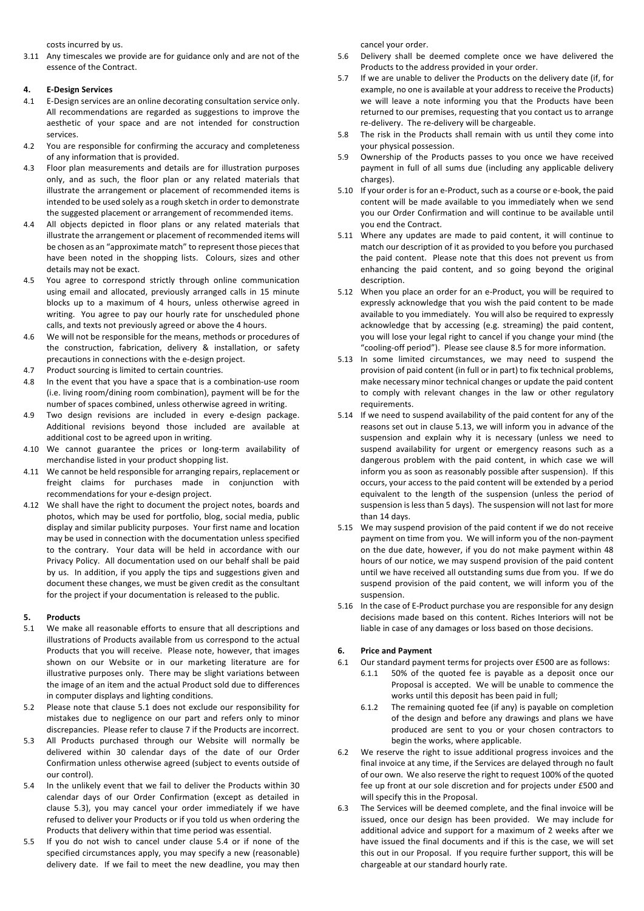costs incurred by us.

3.11 Any timescales we provide are for guidance only and are not of the essence of the Contract.

## 4. E-Design Services

4.1 E-Design services are an online decorating consultation service only. All recommendations are regarded as suggestions to improve the aesthetic of your space and are not intended for construction services.

4.2 You are responsible for confirming the accuracy and completeness of any information that is provided.

4.3 Floor plan measurements and details are for illustration purposes only, and as such, the floor plan or any related materials that illustrate the arrangement or placement of recommended items is intended to be used solely as a rough sketch in order to demonstrate the suggested placement or arrangement of recommended items.

4.4 All objects depicted in floor plans or any related materials that illustrate the arrangement or placement of recommended items will be chosen as an "approximate match" to represent those pieces that have been noted in the shopping lists. Colours, sizes and other details may not be exact.

4.5 You agree to correspond strictly through online communication using email and allocated, previously arranged calls in 15 minute blocks up to a maximum of 4 hours, unless otherwise agreed in writing. You agree to pay our hourly rate for unscheduled phone calls, and texts not previously agreed or above the 4 hours.

4.6 We will not be responsible for the means, methods or procedures of the construction, fabrication, delivery & installation, or safety precautions in connections with the e-design project.

4.7 Product sourcing is limited to certain countries.

4.8 In the event that you have a space that is a combination-use room (i.e. living room/dining room combination), payment will be for the number of spaces combined, unless otherwise agreed in writing.

4.9 Two design revisions are included in every e-design package. Additional revisions beyond those included are available at additional cost to be agreed upon in writing.

4.10 We cannot guarantee the prices or long-term availability of merchandise listed in your product shopping list.

4.11 We cannot be held responsible for arranging repairs, replacement or freight claims for purchases made in conjunction with recommendations for your e-design project.

4.12 We shall have the right to document the project notes, boards and photos, which may be used for portfolio, blog, social media, public display and similar publicity purposes. Your first name and location may be used in connection with the documentation unless specified to the contrary. Your data will be held in accordance with our Privacy Policy. All documentation used on our behalf shall be paid by us. In addition, if you apply the tips and suggestions given and document these changes, we must be given credit as the consultant for the project if your documentation is released to the public.

## 5. Products

5.1 We make all reasonable efforts to ensure that all descriptions and illustrations of Products available from us correspond to the actual Products that you will receive. Please note, however, that images shown on our Website or in our marketing literature are for illustrative purposes only. There may be slight variations between the image of an item and the actual Product sold due to differences in computer displays and lighting conditions.

5.2 Please note that clause 5.1 does not exclude our responsibility for mistakes due to negligence on our part and refers only to minor discrepancies. Please refer to clause 7 if the Products are incorrect.

5.3 All Products purchased through our Website will normally be delivered within 30 calendar days of the date of our Order Confirmation unless otherwise agreed (subject to events outside of our control).

5.4 In the unlikely event that we fail to deliver the Products within 30 calendar days of our Order Confirmation (except as detailed in clause 5.3), you may cancel your order immediately if we have refused to deliver your Products or if you told us when ordering the Products that delivery within that time period was essential.

5.5 If you do not wish to cancel under clause 5.4 or if none of the specified circumstances apply, you may specify a new (reasonable) delivery date. If we fail to meet the new deadline, you may then cancel your order.

5.6 Delivery shall be deemed complete once we have delivered the Products to the address provided in your order.

5.7 If we are unable to deliver the Products on the delivery date (if, for example, no one is available at your address to receive the Products) we will leave a note informing you that the Products have been returned to our premises, requesting that you contact us to arrange re-delivery. The re-delivery will be chargeable.

5.8 The risk in the Products shall remain with us until they come into your physical possession.

5.9 Ownership of the Products passes to you once we have received payment in full of all sums due (including any applicable delivery charges).

5.10 If your order is for an e-Product, such as a course or e-book, the paid content will be made available to you immediately when we send you our Order Confirmation and will continue to be available until you end the Contract.

5.11 Where any updates are made to paid content, it will continue to match our description of it as provided to you before you purchased the paid content. Please note that this does not prevent us from enhancing the paid content, and so going beyond the original description.

5.12 When you place an order for an e-Product, you will be required to expressly acknowledge that you wish the paid content to be made available to you immediately. You will also be required to expressly acknowledge that by accessing (e.g. streaming) the paid content, you will lose your legal right to cancel if you change your mind (the "cooling-off period"). Please see clause 8.5 for more information.

5.13 In some limited circumstances, we may need to suspend the provision of paid content (in full or in part) to fix technical problems, make necessary minor technical changes or update the paid content to comply with relevant changes in the law or other regulatory requirements.

5.14 If we need to suspend availability of the paid content for any of the reasons set out in clause 5.13, we will inform you in advance of the suspension and explain why it is necessary (unless we need to suspend availability for urgent or emergency reasons such as a dangerous problem with the paid content, in which case we will inform you as soon as reasonably possible after suspension). If this occurs, your access to the paid content will be extended by a period equivalent to the length of the suspension (unless the period of suspension is less than 5 days). The suspension will not last for more than 14 days.

5.15 We may suspend provision of the paid content if we do not receive payment on time from you. We will inform you of the non-payment on the due date, however, if you do not make payment within 48 hours of our notice, we may suspend provision of the paid content until we have received all outstanding sums due from you. If we do suspend provision of the paid content, we will inform you of the suspension.

5.16 In the case of E-Product purchase you are responsible for any design decisions made based on this content. Riches Interiors will not be liable in case of any damages or loss based on those decisions.

## 6. Price and Payment

6.1 Our standard payment terms for projects over £500 are as follows:

6.1.1 50% of the quoted fee is payable as a deposit once our Proposal is accepted. We will be unable to commence the works until this deposit has been paid in full;

6.1.2 The remaining quoted fee (if any) is payable on completion of the design and before any drawings and plans we have produced are sent to you or your chosen contractors to begin the works, where applicable.

6.2 We reserve the right to issue additional progress invoices and the final invoice at any time, if the Services are delayed through no fault of our own. We also reserve the right to request 100% of the quoted fee up front at our sole discretion and for projects under £500 and will specify this in the Proposal.

6.3 The Services will be deemed complete, and the final invoice will be issued, once our design has been provided. We may include for additional advice and support for a maximum of 2 weeks after we have issued the final documents and if this is the case, we will set this out in our Proposal. If you require further support, this will be chargeable at our standard hourly rate.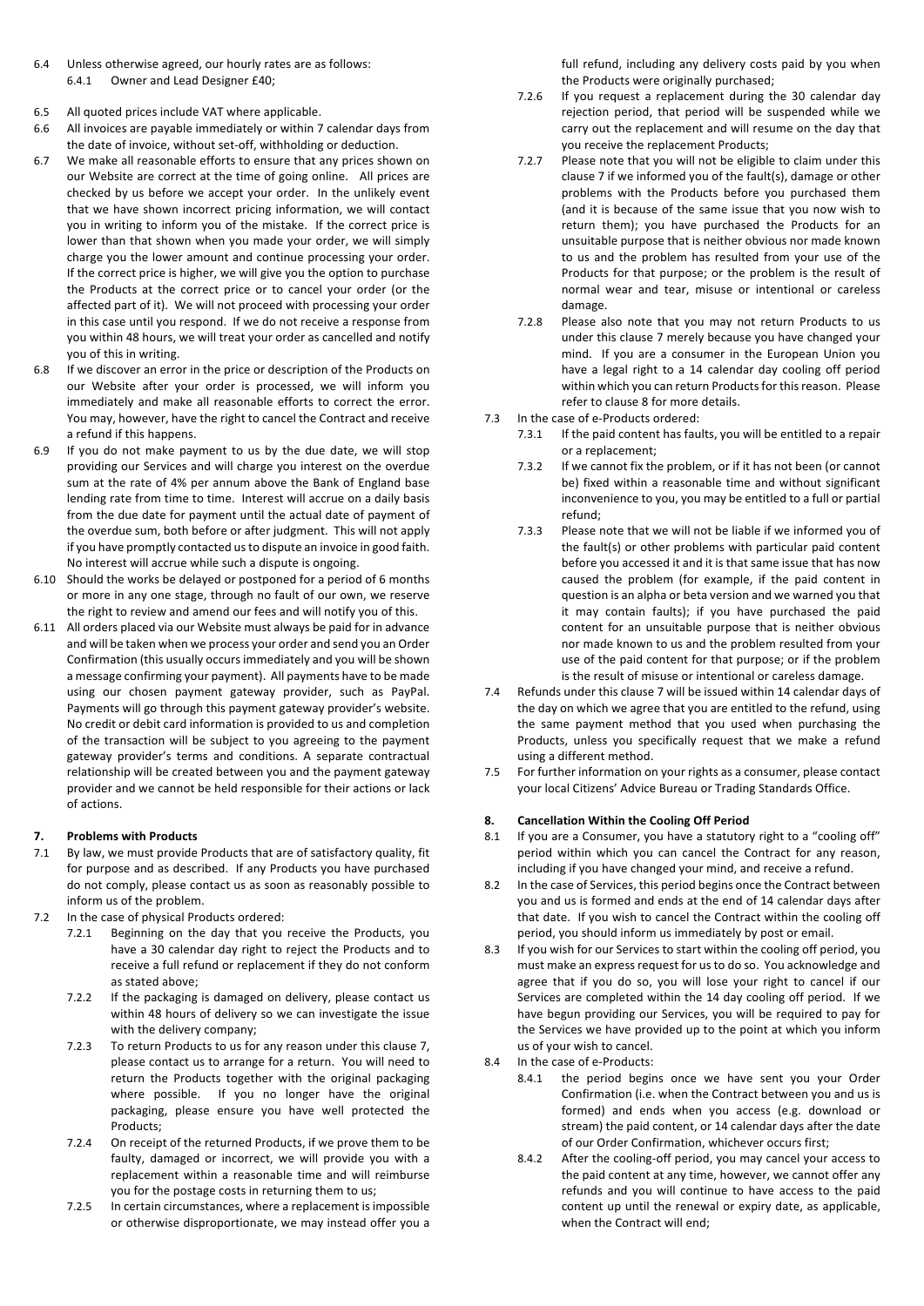6.4 Unless otherwise agreed, our hourly rates are as follows:

  6.4.1 Owner and Lead Designer £40;

6.5 All quoted prices include VAT where applicable.

6.6 All invoices are payable immediately or within 7 calendar days from the date of invoice, without set-off, withholding or deduction.

6.7 We make all reasonable efforts to ensure that any prices shown on our Website are correct at the time of going online. All prices are checked by us before we accept your order. In the unlikely event that we have shown incorrect pricing information, we will contact you in writing to inform you of the mistake. If the correct price is lower than that shown when you made your order, we will simply charge you the lower amount and continue processing your order. If the correct price is higher, we will give you the option to purchase the Products at the correct price or to cancel your order (or the affected part of it). We will not proceed with processing your order in this case until you respond. If we do not receive a response from you within 48 hours, we will treat your order as cancelled and notify you of this in writing.

6.8 If we discover an error in the price or description of the Products on our Website after your order is processed, we will inform you immediately and make all reasonable efforts to correct the error. You may, however, have the right to cancel the Contract and receive a refund if this happens.

6.9 If you do not make payment to us by the due date, we will stop providing our Services and will charge you interest on the overdue sum at the rate of 4% per annum above the Bank of England base lending rate from time to time. Interest will accrue on a daily basis from the due date for payment until the actual date of payment of the overdue sum, both before or after judgment. This will not apply if you have promptly contacted us to dispute an invoice in good faith. No interest will accrue while such a dispute is ongoing.

6.10 Should the works be delayed or postponed for a period of 6 months or more in any one stage, through no fault of our own, we reserve the right to review and amend our fees and will notify you of this.

6.11 All orders placed via our Website must always be paid for in advance and will be taken when we process your order and send you an Order Confirmation (this usually occurs immediately and you will be shown a message confirming your payment). All payments have to be made using our chosen payment gateway provider, such as PayPal. Payments will go through this payment gateway provider's website. No credit or debit card information is provided to us and completion of the transaction will be subject to you agreeing to the payment gateway provider's terms and conditions. A separate contractual relationship will be created between you and the payment gateway provider and we cannot be held responsible for their actions or lack of actions.

## 7. Problems with Products

7.1 By law, we must provide Products that are of satisfactory quality, fit for purpose and as described. If any Products you have purchased do not comply, please contact us as soon as reasonably possible to inform us of the problem.

7.2 In the case of physical Products ordered:

  7.2.1 Beginning on the day that you receive the Products, you have a 30 calendar day right to reject the Products and to receive a full refund or replacement if they do not conform as stated above;

  7.2.2 If the packaging is damaged on delivery, please contact us within 48 hours of delivery so we can investigate the issue with the delivery company;

  7.2.3 To return Products to us for any reason under this clause 7, please contact us to arrange for a return. You will need to return the Products together with the original packaging where possible. If you no longer have the original packaging, please ensure you have well protected the Products;

  7.2.4 On receipt of the returned Products, if we prove them to be faulty, damaged or incorrect, we will provide you with a replacement within a reasonable time and will reimburse you for the postage costs in returning them to us;

  7.2.5 In certain circumstances, where a replacement is impossible or otherwise disproportionate, we may instead offer you a full refund, including any delivery costs paid by you when the Products were originally purchased;

  7.2.6 If you request a replacement during the 30 calendar day rejection period, that period will be suspended while we carry out the replacement and will resume on the day that you receive the replacement Products;

  7.2.7 Please note that you will not be eligible to claim under this clause 7 if we informed you of the fault(s), damage or other problems with the Products before you purchased them (and it is because of the same issue that you now wish to return them); you have purchased the Products for an unsuitable purpose that is neither obvious nor made known to us and the problem has resulted from your use of the Products for that purpose; or the problem is the result of normal wear and tear, misuse or intentional or careless damage.

  7.2.8 Please also note that you may not return Products to us under this clause 7 merely because you have changed your mind. If you are a consumer in the European Union you have a legal right to a 14 calendar day cooling off period within which you can return Products for this reason. Please refer to clause 8 for more details.

7.3 In the case of e-Products ordered:

  7.3.1 If the paid content has faults, you will be entitled to a repair or a replacement;

  7.3.2 If we cannot fix the problem, or if it has not been (or cannot be) fixed within a reasonable time and without significant inconvenience to you, you may be entitled to a full or partial refund;

  7.3.3 Please note that we will not be liable if we informed you of the fault(s) or other problems with particular paid content before you accessed it and it is that same issue that has now caused the problem (for example, if the paid content in question is an alpha or beta version and we warned you that it may contain faults); if you have purchased the paid content for an unsuitable purpose that is neither obvious nor made known to us and the problem resulted from your use of the paid content for that purpose; or if the problem is the result of misuse or intentional or careless damage.

7.4 Refunds under this clause 7 will be issued within 14 calendar days of the day on which we agree that you are entitled to the refund, using the same payment method that you used when purchasing the Products, unless you specifically request that we make a refund using a different method.

7.5 For further information on your rights as a consumer, please contact your local Citizens' Advice Bureau or Trading Standards Office.

## 8. Cancellation Within the Cooling Off Period

8.1 If you are a Consumer, you have a statutory right to a "cooling off" period within which you can cancel the Contract for any reason, including if you have changed your mind, and receive a refund.

8.2 In the case of Services, this period begins once the Contract between you and us is formed and ends at the end of 14 calendar days after that date. If you wish to cancel the Contract within the cooling off period, you should inform us immediately by post or email.

8.3 If you wish for our Services to start within the cooling off period, you must make an express request for us to do so. You acknowledge and agree that if you do so, you will lose your right to cancel if our Services are completed within the 14 day cooling off period. If we have begun providing our Services, you will be required to pay for the Services we have provided up to the point at which you inform us of your wish to cancel.

8.4 In the case of e-Products:

  8.4.1 the period begins once we have sent you your Order Confirmation (i.e. when the Contract between you and us is formed) and ends when you access (e.g. download or stream) the paid content, or 14 calendar days after the date of our Order Confirmation, whichever occurs first;

  8.4.2 After the cooling-off period, you may cancel your access to the paid content at any time, however, we cannot offer any refunds and you will continue to have access to the paid content up until the renewal or expiry date, as applicable, when the Contract will end;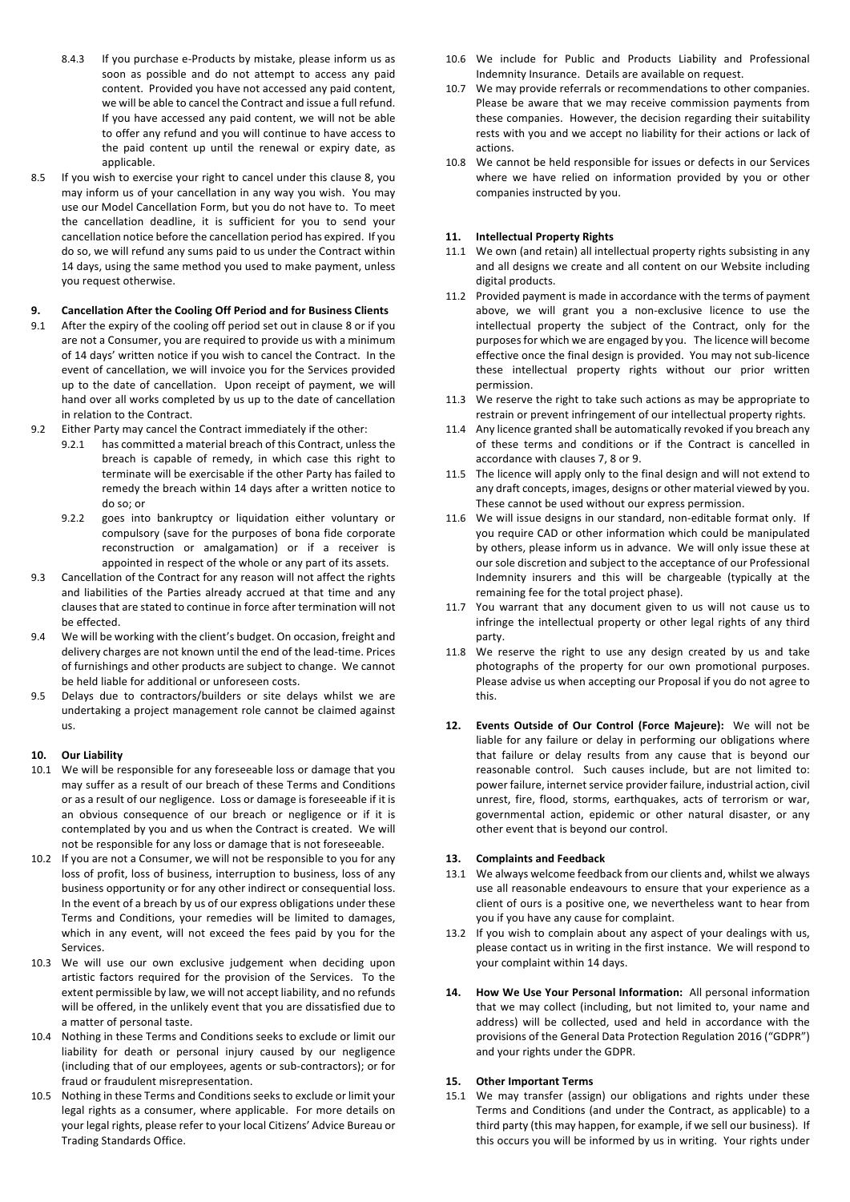8.4.3 If you purchase e-Products by mistake, please inform us as soon as possible and do not attempt to access any paid content. Provided you have not accessed any paid content, we will be able to cancel the Contract and issue a full refund. If you have accessed any paid content, we will not be able to offer any refund and you will continue to have access to the paid content up until the renewal or expiry date, as applicable.

8.5 If you wish to exercise your right to cancel under this clause 8, you may inform us of your cancellation in any way you wish. You may use our Model Cancellation Form, but you do not have to. To meet the cancellation deadline, it is sufficient for you to send your cancellation notice before the cancellation period has expired. If you do so, we will refund any sums paid to us under the Contract within 14 days, using the same method you used to make payment, unless you request otherwise.

**9. Cancellation After the Cooling Off Period and for Business Clients**

9.1 After the expiry of the cooling off period set out in clause 8 or if you are not a Consumer, you are required to provide us with a minimum of 14 days' written notice if you wish to cancel the Contract. In the event of cancellation, we will invoice you for the Services provided up to the date of cancellation. Upon receipt of payment, we will hand over all works completed by us up to the date of cancellation in relation to the Contract.

9.2 Either Party may cancel the Contract immediately if the other:

9.2.1 has committed a material breach of this Contract, unless the breach is capable of remedy, in which case this right to terminate will be exercisable if the other Party has failed to remedy the breach within 14 days after a written notice to do so; or

9.2.2 goes into bankruptcy or liquidation either voluntary or compulsory (save for the purposes of bona fide corporate reconstruction or amalgamation) or if a receiver is appointed in respect of the whole or any part of its assets.

9.3 Cancellation of the Contract for any reason will not affect the rights and liabilities of the Parties already accrued at that time and any clauses that are stated to continue in force after termination will not be effected.

9.4 We will be working with the client's budget. On occasion, freight and delivery charges are not known until the end of the lead-time. Prices of furnishings and other products are subject to change. We cannot be held liable for additional or unforeseen costs.

9.5 Delays due to contractors/builders or site delays whilst we are undertaking a project management role cannot be claimed against us.

**10. Our Liability**

10.1 We will be responsible for any foreseeable loss or damage that you may suffer as a result of our breach of these Terms and Conditions or as a result of our negligence. Loss or damage is foreseeable if it is an obvious consequence of our breach or negligence or if it is contemplated by you and us when the Contract is created. We will not be responsible for any loss or damage that is not foreseeable.

10.2 If you are not a Consumer, we will not be responsible to you for any loss of profit, loss of business, interruption to business, loss of any business opportunity or for any other indirect or consequential loss. In the event of a breach by us of our express obligations under these Terms and Conditions, your remedies will be limited to damages, which in any event, will not exceed the fees paid by you for the Services.

10.3 We will use our own exclusive judgement when deciding upon artistic factors required for the provision of the Services. To the extent permissible by law, we will not accept liability, and no refunds will be offered, in the unlikely event that you are dissatisfied due to a matter of personal taste.

10.4 Nothing in these Terms and Conditions seeks to exclude or limit our liability for death or personal injury caused by our negligence (including that of our employees, agents or sub-contractors); or for fraud or fraudulent misrepresentation.

10.5 Nothing in these Terms and Conditions seeks to exclude or limit your legal rights as a consumer, where applicable. For more details on your legal rights, please refer to your local Citizens' Advice Bureau or Trading Standards Office.

10.6 We include for Public and Products Liability and Professional Indemnity Insurance. Details are available on request.

10.7 We may provide referrals or recommendations to other companies. Please be aware that we may receive commission payments from these companies. However, the decision regarding their suitability rests with you and we accept no liability for their actions or lack of actions.

10.8 We cannot be held responsible for issues or defects in our Services where we have relied on information provided by you or other companies instructed by you.

**11. Intellectual Property Rights**

11.1 We own (and retain) all intellectual property rights subsisting in any and all designs we create and all content on our Website including digital products.

11.2 Provided payment is made in accordance with the terms of payment above, we will grant you a non-exclusive licence to use the intellectual property the subject of the Contract, only for the purposes for which we are engaged by you. The licence will become effective once the final design is provided. You may not sub-licence these intellectual property rights without our prior written permission.

11.3 We reserve the right to take such actions as may be appropriate to restrain or prevent infringement of our intellectual property rights.

11.4 Any licence granted shall be automatically revoked if you breach any of these terms and conditions or if the Contract is cancelled in accordance with clauses 7, 8 or 9.

11.5 The licence will apply only to the final design and will not extend to any draft concepts, images, designs or other material viewed by you. These cannot be used without our express permission.

11.6 We will issue designs in our standard, non-editable format only. If you require CAD or other information which could be manipulated by others, please inform us in advance. We will only issue these at our sole discretion and subject to the acceptance of our Professional Indemnity insurers and this will be chargeable (typically at the remaining fee for the total project phase).

11.7 You warrant that any document given to us will not cause us to infringe the intellectual property or other legal rights of any third party.

11.8 We reserve the right to use any design created by us and take photographs of the property for our own promotional purposes. Please advise us when accepting our Proposal if you do not agree to this.

**12. Events Outside of Our Control (Force Majeure):** We will not be liable for any failure or delay in performing our obligations where that failure or delay results from any cause that is beyond our reasonable control. Such causes include, but are not limited to: power failure, internet service provider failure, industrial action, civil unrest, fire, flood, storms, earthquakes, acts of terrorism or war, governmental action, epidemic or other natural disaster, or any other event that is beyond our control.

**13. Complaints and Feedback**

13.1 We always welcome feedback from our clients and, whilst we always use all reasonable endeavours to ensure that your experience as a client of ours is a positive one, we nevertheless want to hear from you if you have any cause for complaint.

13.2 If you wish to complain about any aspect of your dealings with us, please contact us in writing in the first instance. We will respond to your complaint within 14 days.

**14. How We Use Your Personal Information:** All personal information that we may collect (including, but not limited to, your name and address) will be collected, used and held in accordance with the provisions of the General Data Protection Regulation 2016 ("GDPR") and your rights under the GDPR.

**15. Other Important Terms**

15.1 We may transfer (assign) our obligations and rights under these Terms and Conditions (and under the Contract, as applicable) to a third party (this may happen, for example, if we sell our business). If this occurs you will be informed by us in writing. Your rights under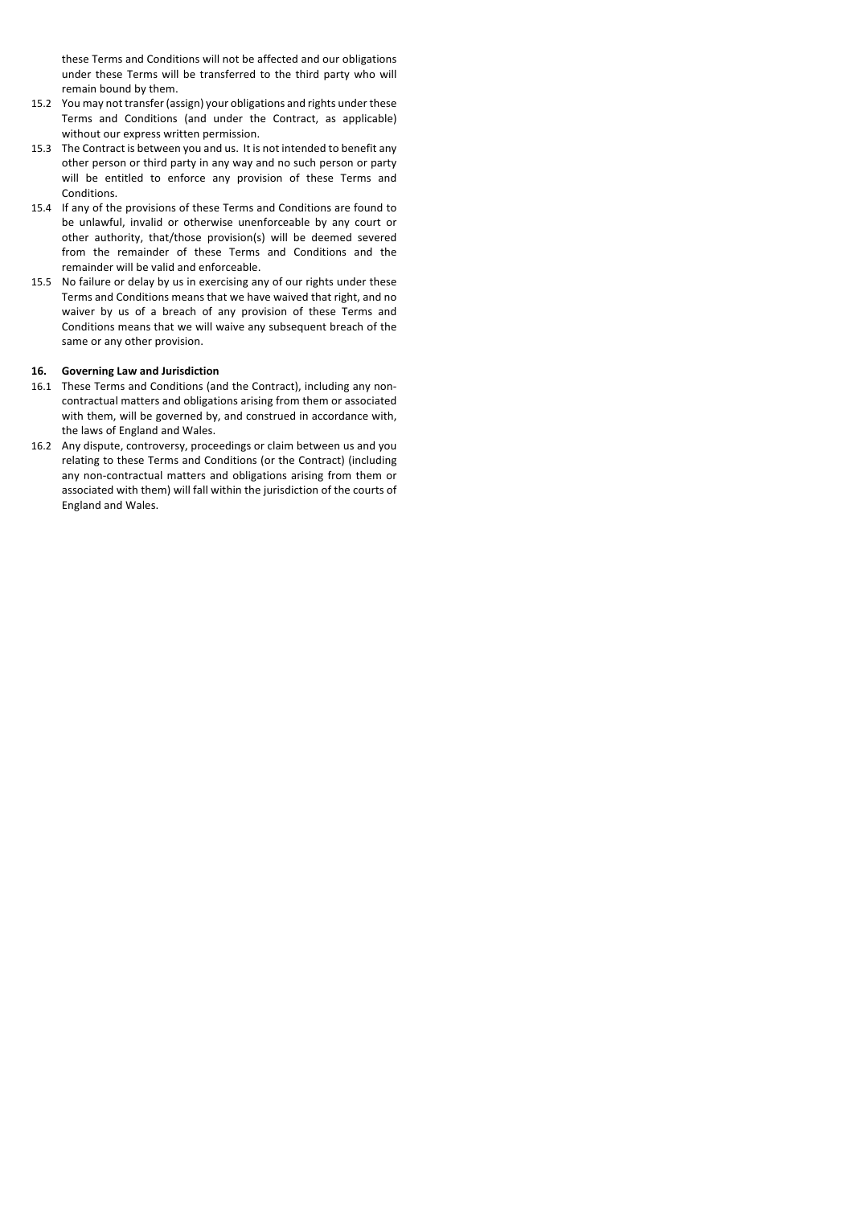these Terms and Conditions will not be affected and our obligations under these Terms will be transferred to the third party who will remain bound by them.

15.2 You may not transfer (assign) your obligations and rights under these Terms and Conditions (and under the Contract, as applicable) without our express written permission.

15.3 The Contract is between you and us. It is not intended to benefit any other person or third party in any way and no such person or party will be entitled to enforce any provision of these Terms and Conditions.

15.4 If any of the provisions of these Terms and Conditions are found to be unlawful, invalid or otherwise unenforceable by any court or other authority, that/those provision(s) will be deemed severed from the remainder of these Terms and Conditions and the remainder will be valid and enforceable.

15.5 No failure or delay by us in exercising any of our rights under these Terms and Conditions means that we have waived that right, and no waiver by us of a breach of any provision of these Terms and Conditions means that we will waive any subsequent breach of the same or any other provision.

**16. Governing Law and Jurisdiction**

16.1 These Terms and Conditions (and the Contract), including any non-contractual matters and obligations arising from them or associated with them, will be governed by, and construed in accordance with, the laws of England and Wales.

16.2 Any dispute, controversy, proceedings or claim between us and you relating to these Terms and Conditions (or the Contract) (including any non-contractual matters and obligations arising from them or associated with them) will fall within the jurisdiction of the courts of England and Wales.